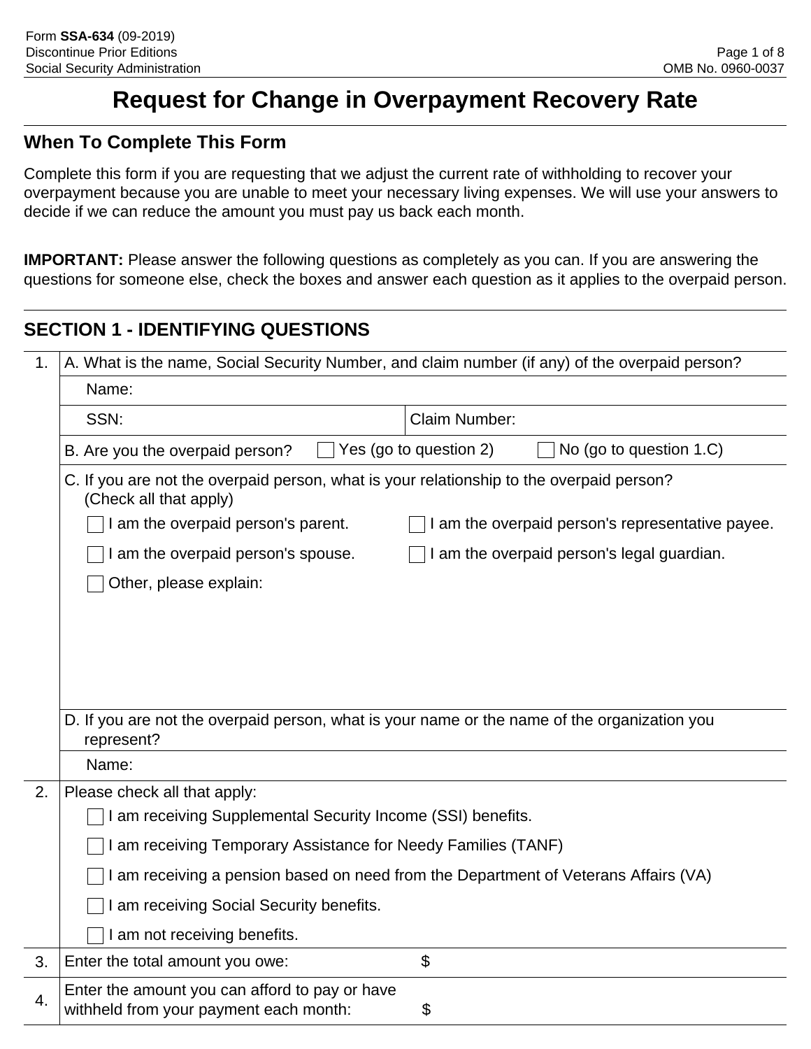Form **SSA-634** (09-2019)
Discontinue Prior Editions
Social Security Administration

OMB No. 0960-0037

# Request for Change in Overpayment Recovery Rate

## When To Complete This Form

Complete this form if you are requesting that we adjust the current rate of withholding to recover your overpayment because you are unable to meet your necessary living expenses. We will use your answers to decide if we can reduce the amount you must pay us back each month.

**IMPORTANT:** Please answer the following questions as completely as you can. If you are answering the questions for someone else, check the boxes and answer each question as it applies to the overpaid person.

## SECTION 1 - IDENTIFYING QUESTIONS

1. A. What is the name, Social Security Number, and claim number (if any) of the overpaid person?

   Name:

   SSN: | Claim Number:

   B. Are you the overpaid person? ☐ Yes (go to question 2) ☐ No (go to question 1.C)

   C. If you are not the overpaid person, what is your relationship to the overpaid person? (Check all that apply)

   ☐ I am the overpaid person's parent.
   ☐ I am the overpaid person's representative payee.
   ☐ I am the overpaid person's spouse.
   ☐ I am the overpaid person's legal guardian.
   ☐ Other, please explain:

   D. If you are not the overpaid person, what is your name or the name of the organization you represent?

   Name:

2. Please check all that apply:

   ☐ I am receiving Supplemental Security Income (SSI) benefits.
   ☐ I am receiving Temporary Assistance for Needy Families (TANF)
   ☐ I am receiving a pension based on need from the Department of Veterans Affairs (VA)
   ☐ I am receiving Social Security benefits.
   ☐ I am not receiving benefits.

3. Enter the total amount you owe: $

4. Enter the amount you can afford to pay or have withheld from your payment each month: $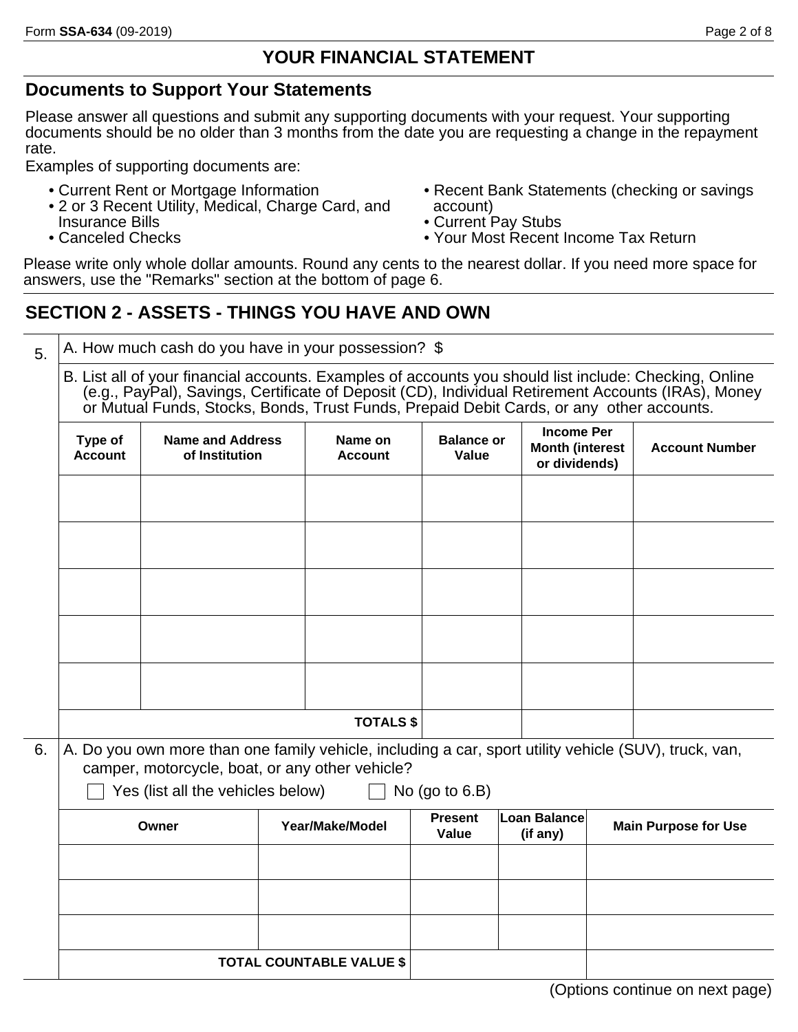# YOUR FINANCIAL STATEMENT

## Documents to Support Your Statements

Please answer all questions and submit any supporting documents with your request. Your supporting documents should be no older than 3 months from the date you are requesting a change in the repayment rate.

Examples of supporting documents are:

- Current Rent or Mortgage Information
- 2 or 3 Recent Utility, Medical, Charge Card, and Insurance Bills
- Canceled Checks
- Recent Bank Statements (checking or savings account)
- Current Pay Stubs
- Your Most Recent Income Tax Return

Please write only whole dollar amounts. Round any cents to the nearest dollar. If you need more space for answers, use the "Remarks" section at the bottom of page 6.

## SECTION 2 - ASSETS - THINGS YOU HAVE AND OWN

5. A. How much cash do you have in your possession? $

B. List all of your financial accounts. Examples of accounts you should list include: Checking, Online (e.g., PayPal), Savings, Certificate of Deposit (CD), Individual Retirement Accounts (IRAs), Money or Mutual Funds, Stocks, Bonds, Trust Funds, Prepaid Debit Cards, or any other accounts.

| Type of Account | Name and Address of Institution | Name on Account | Balance or Value | Income Per Month (interest or dividends) | Account Number |
|---|---|---|---|---|---|
| | | | | | |
| | | | | | |
| | | | | | |
| | | | | | |
| | | | | | |
| | | TOTALS $ | | | |

6. A. Do you own more than one family vehicle, including a car, sport utility vehicle (SUV), truck, van, camper, motorcycle, boat, or any other vehicle?

☐ Yes (list all the vehicles below) ☐ No (go to 6.B)

| Owner | Year/Make/Model | Present Value | Loan Balance (if any) | Main Purpose for Use |
|---|---|---|---|---|
| | | | | |
| | | | | |
| | | | | |
| | TOTAL COUNTABLE VALUE $ | | | |

(Options continue on next page)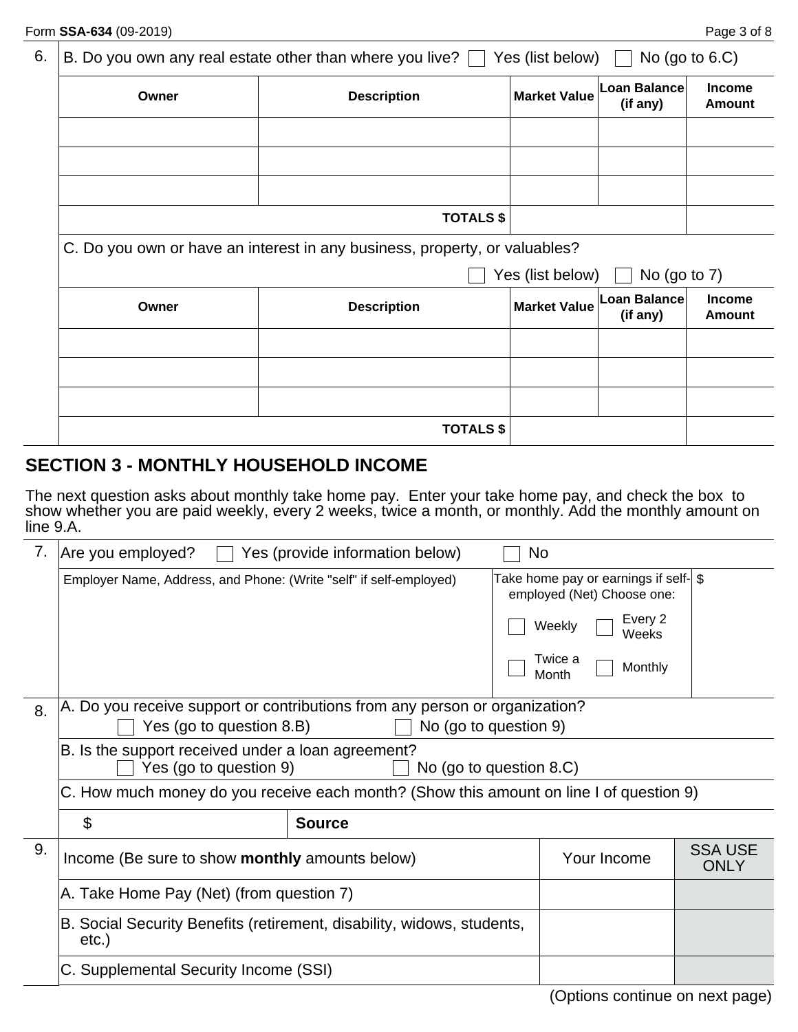6. B. Do you own any real estate other than where you live? ☐ Yes (list below) ☐ No (go to 6.C)

| Owner | Description | Market Value | Loan Balance (if any) | Income Amount |
|---|---|---|---|---|
| | | | | |
| | | | | |
| | | | | |
| | TOTALS $ | | | |

C. Do you own or have an interest in any business, property, or valuables?

☐ Yes (list below) ☐ No (go to 7)

| Owner | Description | Market Value | Loan Balance (if any) | Income Amount |
|---|---|---|---|---|
| | | | | |
| | | | | |
| | | | | |
| | TOTALS $ | | | |

## SECTION 3 - MONTHLY HOUSEHOLD INCOME

The next question asks about monthly take home pay. Enter your take home pay, and check the box to show whether you are paid weekly, every 2 weeks, twice a month, or monthly. Add the monthly amount on line 9.A.

7. Are you employed? ☐ Yes (provide information below) ☐ No

| Employer Name, Address, and Phone: (Write "self" if self-employed) | Take home pay or earnings if self-employed (Net) Choose one: ☐ Weekly ☐ Every 2 Weeks ☐ Twice a Month ☐ Monthly | $ |
|---|---|---|

8. A. Do you receive support or contributions from any person or organization?
☐ Yes (go to question 8.B) ☐ No (go to question 9)

B. Is the support received under a loan agreement?
☐ Yes (go to question 9) ☐ No (go to question 8.C)

C. How much money do you receive each month? (Show this amount on line I of question 9)

| $ | Source |
|---|---|

9.

| Income (Be sure to show **monthly** amounts below) | Your Income | SSA USE ONLY |
|---|---|---|
| A. Take Home Pay (Net) (from question 7) | | |
| B. Social Security Benefits (retirement, disability, widows, students, etc.) | | |
| C. Supplemental Security Income (SSI) | | |

(Options continue on next page)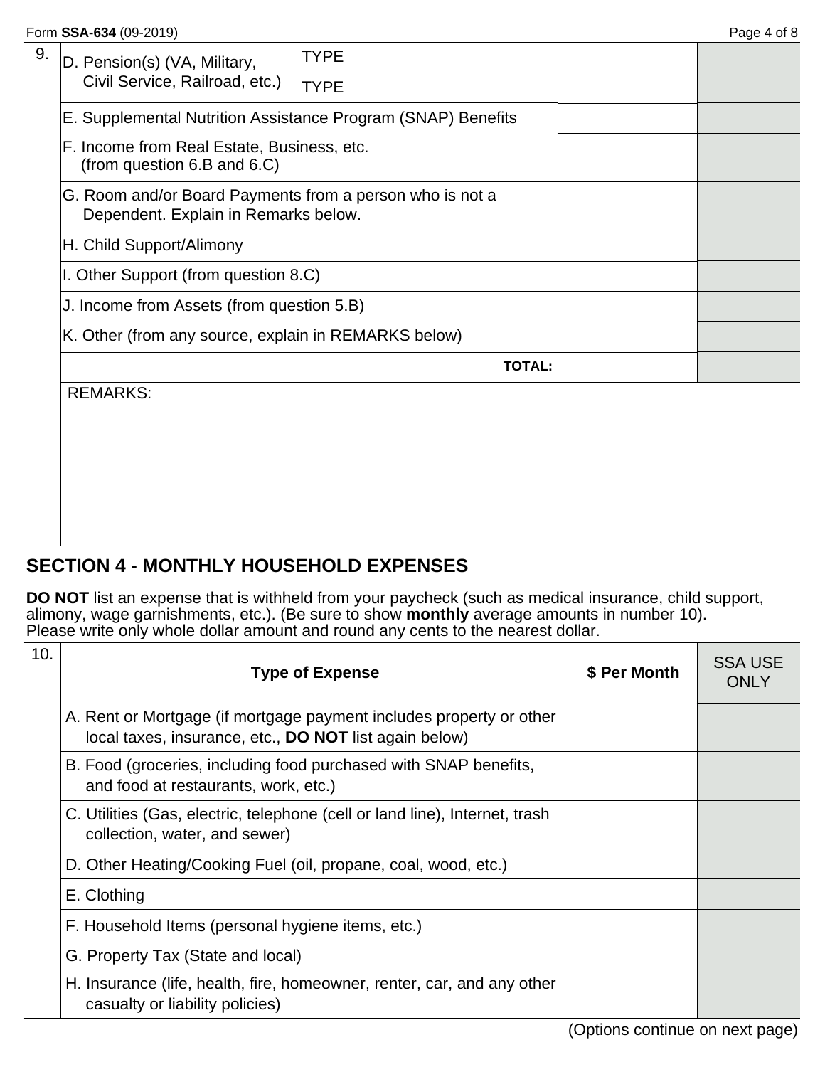| 9. | | | | |
|---|---|---|---|---|
| | D. Pension(s) (VA, Military, Civil Service, Railroad, etc.) | TYPE | | |
| | | TYPE | | |
| | E. Supplemental Nutrition Assistance Program (SNAP) Benefits | | | |
| | F. Income from Real Estate, Business, etc. (from question 6.B and 6.C) | | | |
| | G. Room and/or Board Payments from a person who is not a Dependent. Explain in Remarks below. | | | |
| | H. Child Support/Alimony | | | |
| | I. Other Support (from question 8.C) | | | |
| | J. Income from Assets (from question 5.B) | | | |
| | K. Other (from any source, explain in REMARKS below) | | | |
| | **TOTAL:** | | | |

REMARKS:

## SECTION 4 - MONTHLY HOUSEHOLD EXPENSES

**DO NOT** list an expense that is withheld from your paycheck (such as medical insurance, child support, alimony, wage garnishments, etc.). (Be sure to show **monthly** average amounts in number 10). Please write only whole dollar amount and round any cents to the nearest dollar.

| 10. | **Type of Expense** | **$ Per Month** | SSA USE ONLY |
|---|---|---|---|
| | A. Rent or Mortgage (if mortgage payment includes property or other local taxes, insurance, etc., **DO NOT** list again below) | | |
| | B. Food (groceries, including food purchased with SNAP benefits, and food at restaurants, work, etc.) | | |
| | C. Utilities (Gas, electric, telephone (cell or land line), Internet, trash collection, water, and sewer) | | |
| | D. Other Heating/Cooking Fuel (oil, propane, coal, wood, etc.) | | |
| | E. Clothing | | |
| | F. Household Items (personal hygiene items, etc.) | | |
| | G. Property Tax (State and local) | | |
| | H. Insurance (life, health, fire, homeowner, renter, car, and any other casualty or liability policies) | | |

(Options continue on next page)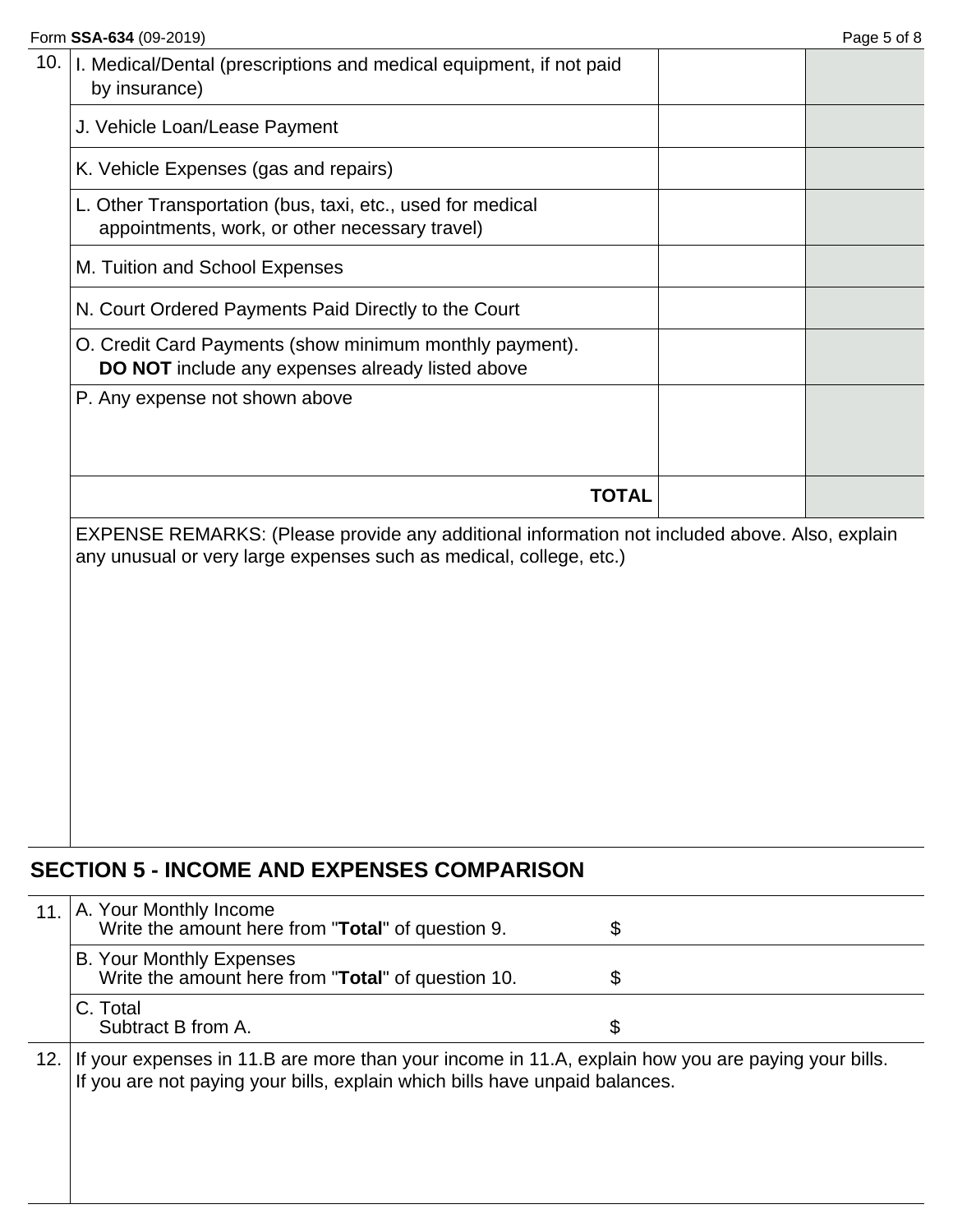| 10. | | | |
|---|---|---|---|
| | I. Medical/Dental (prescriptions and medical equipment, if not paid by insurance) | | |
| | J. Vehicle Loan/Lease Payment | | |
| | K. Vehicle Expenses (gas and repairs) | | |
| | L. Other Transportation (bus, taxi, etc., used for medical appointments, work, or other necessary travel) | | |
| | M. Tuition and School Expenses | | |
| | N. Court Ordered Payments Paid Directly to the Court | | |
| | O. Credit Card Payments (show minimum monthly payment). **DO NOT** include any expenses already listed above | | |
| | P. Any expense not shown above | | |
| | **TOTAL** | | |

EXPENSE REMARKS: (Please provide any additional information not included above. Also, explain any unusual or very large expenses such as medical, college, etc.)

## SECTION 5 - INCOME AND EXPENSES COMPARISON

| 11. | | |
|---|---|---|
| | A. Your Monthly Income<br>Write the amount here from "**Total**" of question 9. | $ |
| | B. Your Monthly Expenses<br>Write the amount here from "**Total**" of question 10. | $ |
| | C. Total<br>Subtract B from A. | $ |

12. If your expenses in 11.B are more than your income in 11.A, explain how you are paying your bills. If you are not paying your bills, explain which bills have unpaid balances.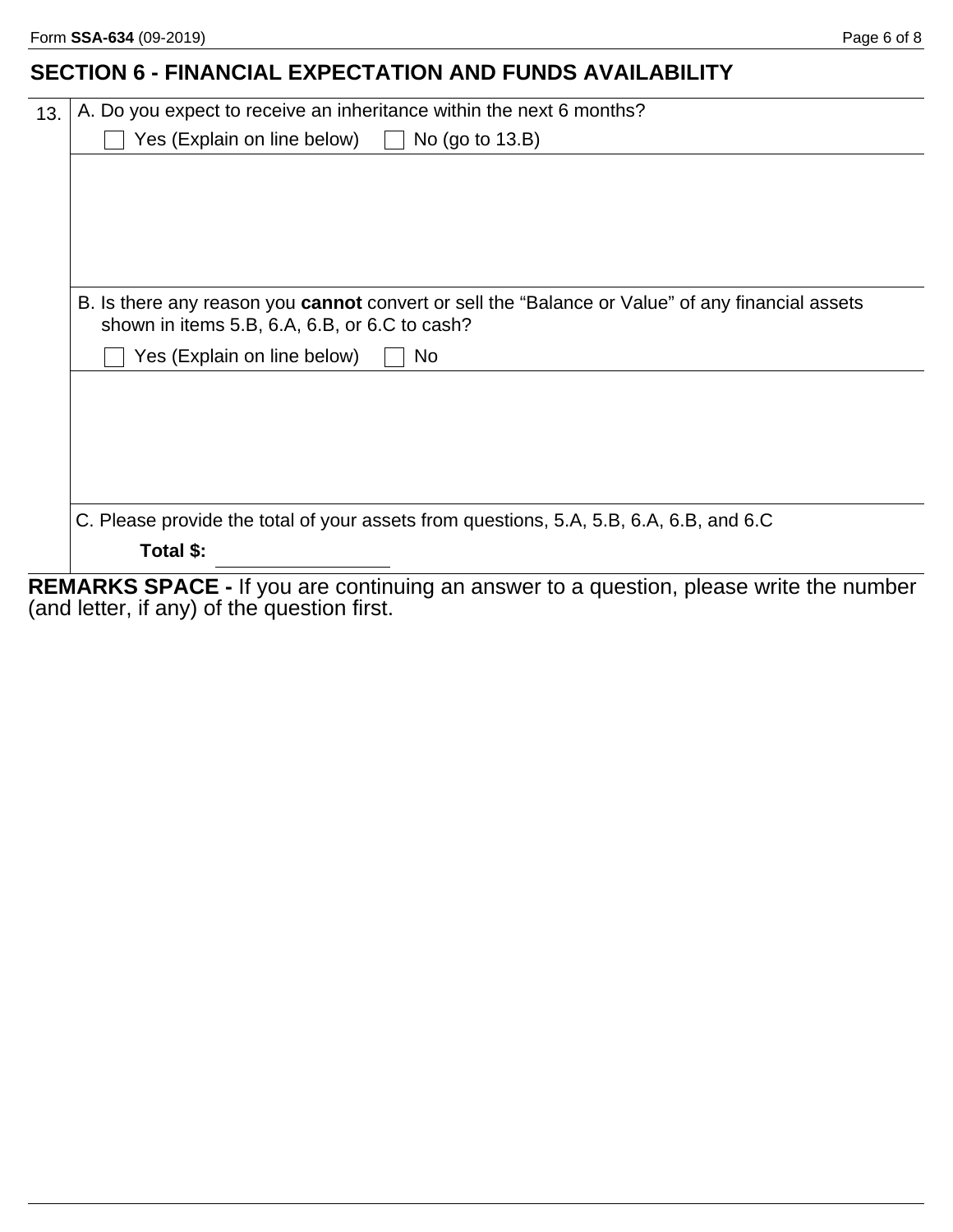## SECTION 6 - FINANCIAL EXPECTATION AND FUNDS AVAILABILITY

**13.** A. Do you expect to receive an inheritance within the next 6 months?

☐ Yes (Explain on line below) ☐ No (go to 13.B)

B. Is there any reason you **cannot** convert or sell the "Balance or Value" of any financial assets shown in items 5.B, 6.A, 6.B, or 6.C to cash?

☐ Yes (Explain on line below) ☐ No

C. Please provide the total of your assets from questions, 5.A, 5.B, 6.A, 6.B, and 6.C

**Total $:** ______________

**REMARKS SPACE -** If you are continuing an answer to a question, please write the number (and letter, if any) of the question first.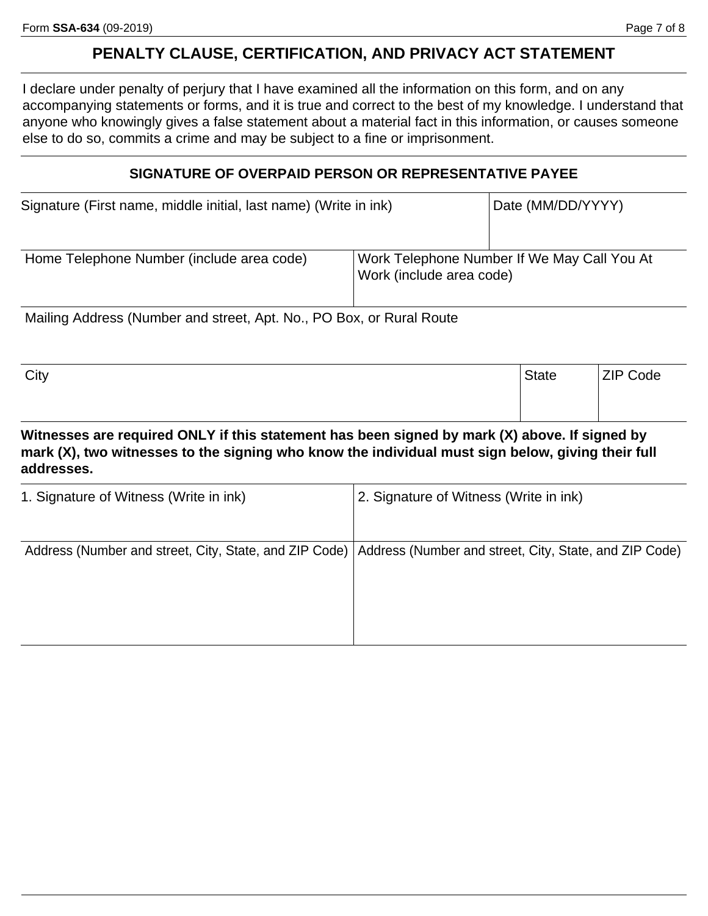## PENALTY CLAUSE, CERTIFICATION, AND PRIVACY ACT STATEMENT

I declare under penalty of perjury that I have examined all the information on this form, and on any accompanying statements or forms, and it is true and correct to the best of my knowledge. I understand that anyone who knowingly gives a false statement about a material fact in this information, or causes someone else to do so, commits a crime and may be subject to a fine or imprisonment.

### SIGNATURE OF OVERPAID PERSON OR REPRESENTATIVE PAYEE

| Signature (First name, middle initial, last name) (Write in ink) | Date (MM/DD/YYYY) |
| --- | --- |
| | |

| Home Telephone Number (include area code) | Work Telephone Number If We May Call You At Work (include area code) |
| --- | --- |
| | |

| Mailing Address (Number and street, Apt. No., PO Box, or Rural Route |
| --- |
| |

| City | State | ZIP Code |
| --- | --- | --- |
| | | |

**Witnesses are required ONLY if this statement has been signed by mark (X) above. If signed by mark (X), two witnesses to the signing who know the individual must sign below, giving their full addresses.**

| 1. Signature of Witness (Write in ink) | 2. Signature of Witness (Write in ink) |
| --- | --- |
| | |
| Address (Number and street, City, State, and ZIP Code) | Address (Number and street, City, State, and ZIP Code) |
| | |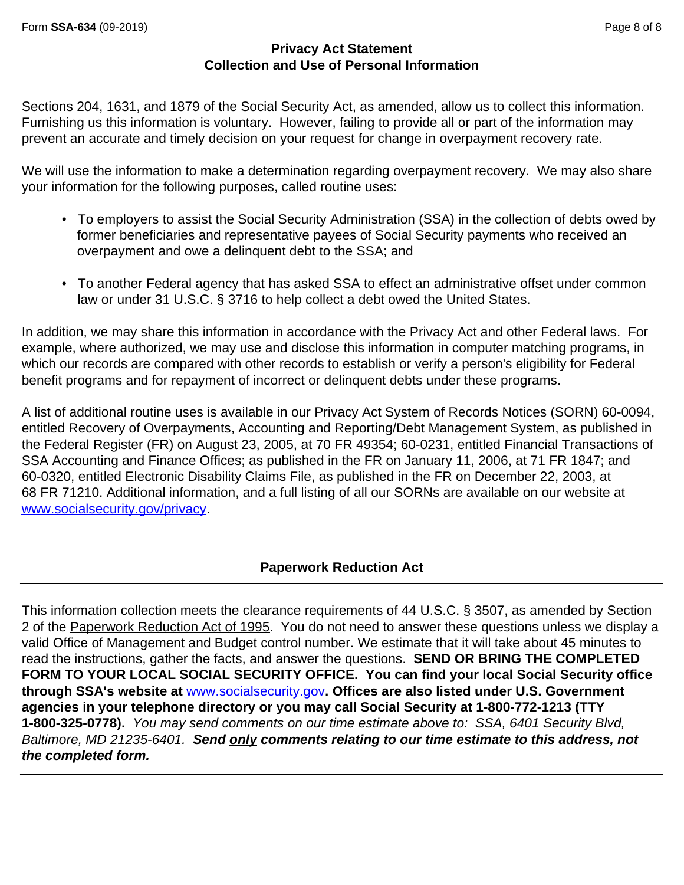## Privacy Act Statement
## Collection and Use of Personal Information

Sections 204, 1631, and 1879 of the Social Security Act, as amended, allow us to collect this information. Furnishing us this information is voluntary. However, failing to provide all or part of the information may prevent an accurate and timely decision on your request for change in overpayment recovery rate.

We will use the information to make a determination regarding overpayment recovery. We may also share your information for the following purposes, called routine uses:

- To employers to assist the Social Security Administration (SSA) in the collection of debts owed by former beneficiaries and representative payees of Social Security payments who received an overpayment and owe a delinquent debt to the SSA; and
- To another Federal agency that has asked SSA to effect an administrative offset under common law or under 31 U.S.C. § 3716 to help collect a debt owed the United States.

In addition, we may share this information in accordance with the Privacy Act and other Federal laws. For example, where authorized, we may use and disclose this information in computer matching programs, in which our records are compared with other records to establish or verify a person's eligibility for Federal benefit programs and for repayment of incorrect or delinquent debts under these programs.

A list of additional routine uses is available in our Privacy Act System of Records Notices (SORN) 60-0094, entitled Recovery of Overpayments, Accounting and Reporting/Debt Management System, as published in the Federal Register (FR) on August 23, 2005, at 70 FR 49354; 60-0231, entitled Financial Transactions of SSA Accounting and Finance Offices; as published in the FR on January 11, 2006, at 71 FR 1847; and 60-0320, entitled Electronic Disability Claims File, as published in the FR on December 22, 2003, at 68 FR 71210. Additional information, and a full listing of all our SORNs are available on our website at www.socialsecurity.gov/privacy.

## Paperwork Reduction Act

This information collection meets the clearance requirements of 44 U.S.C. § 3507, as amended by Section 2 of the Paperwork Reduction Act of 1995. You do not need to answer these questions unless we display a valid Office of Management and Budget control number. We estimate that it will take about 45 minutes to read the instructions, gather the facts, and answer the questions. **SEND OR BRING THE COMPLETED FORM TO YOUR LOCAL SOCIAL SECURITY OFFICE. You can find your local Social Security office through SSA's website at www.socialsecurity.gov. Offices are also listed under U.S. Government agencies in your telephone directory or you may call Social Security at 1-800-772-1213 (TTY 1-800-325-0778).** *You may send comments on our time estimate above to: SSA, 6401 Security Blvd, Baltimore, MD 21235-6401.* ***Send only comments relating to our time estimate to this address, not the completed form.***